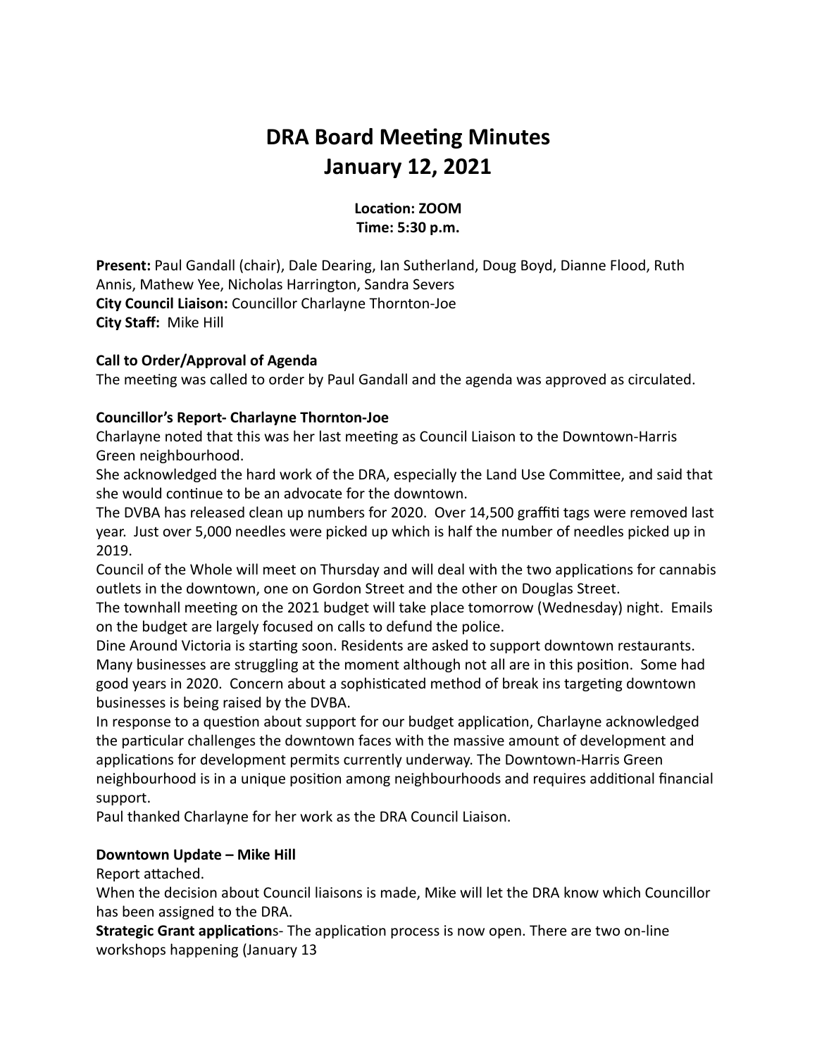# DRA Board Meeting Minutes
# January 12, 2021

**Location: ZOOM**
**Time: 5:30 p.m.**

**Present:** Paul Gandall (chair), Dale Dearing, Ian Sutherland, Doug Boyd, Dianne Flood, Ruth Annis, Mathew Yee, Nicholas Harrington, Sandra Severs
**City Council Liaison:** Councillor Charlayne Thornton-Joe
**City Staff:** Mike Hill

**Call to Order/Approval of Agenda**
The meeting was called to order by Paul Gandall and the agenda was approved as circulated.

**Councillor's Report- Charlayne Thornton-Joe**
Charlayne noted that this was her last meeting as Council Liaison to the Downtown-Harris Green neighbourhood.
She acknowledged the hard work of the DRA, especially the Land Use Committee, and said that she would continue to be an advocate for the downtown.
The DVBA has released clean up numbers for 2020. Over 14,500 graffiti tags were removed last year. Just over 5,000 needles were picked up which is half the number of needles picked up in 2019.
Council of the Whole will meet on Thursday and will deal with the two applications for cannabis outlets in the downtown, one on Gordon Street and the other on Douglas Street.
The townhall meeting on the 2021 budget will take place tomorrow (Wednesday) night. Emails on the budget are largely focused on calls to defund the police.
Dine Around Victoria is starting soon. Residents are asked to support downtown restaurants. Many businesses are struggling at the moment although not all are in this position. Some had good years in 2020. Concern about a sophisticated method of break ins targeting downtown businesses is being raised by the DVBA.
In response to a question about support for our budget application, Charlayne acknowledged the particular challenges the downtown faces with the massive amount of development and applications for development permits currently underway. The Downtown-Harris Green neighbourhood is in a unique position among neighbourhoods and requires additional financial support.
Paul thanked Charlayne for her work as the DRA Council Liaison.

**Downtown Update – Mike Hill**
Report attached.
When the decision about Council liaisons is made, Mike will let the DRA know which Councillor has been assigned to the DRA.
**Strategic Grant application**s- The application process is now open. There are two on-line workshops happening (January 13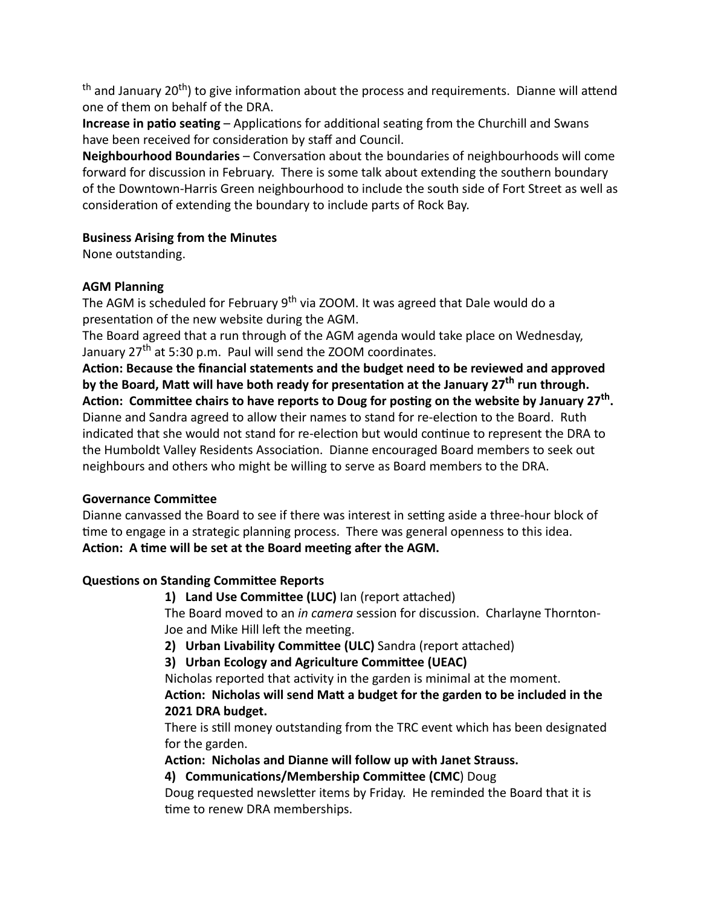th and January 20th) to give information about the process and requirements. Dianne will attend one of them on behalf of the DRA.

**Increase in patio seating** – Applications for additional seating from the Churchill and Swans have been received for consideration by staff and Council.

**Neighbourhood Boundaries** – Conversation about the boundaries of neighbourhoods will come forward for discussion in February. There is some talk about extending the southern boundary of the Downtown-Harris Green neighbourhood to include the south side of Fort Street as well as consideration of extending the boundary to include parts of Rock Bay.

**Business Arising from the Minutes**

None outstanding.

**AGM Planning**

The AGM is scheduled for February 9th via ZOOM. It was agreed that Dale would do a presentation of the new website during the AGM.

The Board agreed that a run through of the AGM agenda would take place on Wednesday, January 27th at 5:30 p.m. Paul will send the ZOOM coordinates.

**Action: Because the financial statements and the budget need to be reviewed and approved by the Board, Matt will have both ready for presentation at the January 27th run through.**

**Action: Committee chairs to have reports to Doug for posting on the website by January 27th.**

Dianne and Sandra agreed to allow their names to stand for re-election to the Board. Ruth indicated that she would not stand for re-election but would continue to represent the DRA to the Humboldt Valley Residents Association. Dianne encouraged Board members to seek out neighbours and others who might be willing to serve as Board members to the DRA.

**Governance Committee**

Dianne canvassed the Board to see if there was interest in setting aside a three-hour block of time to engage in a strategic planning process. There was general openness to this idea.

**Action: A time will be set at the Board meeting after the AGM.**

**Questions on Standing Committee Reports**

1) **Land Use Committee (LUC)** Ian (report attached)

   The Board moved to an *in camera* session for discussion. Charlayne Thornton-Joe and Mike Hill left the meeting.

2) **Urban Livability Committee (ULC)** Sandra (report attached)

3) **Urban Ecology and Agriculture Committee (UEAC)**

   Nicholas reported that activity in the garden is minimal at the moment.

   **Action: Nicholas will send Matt a budget for the garden to be included in the 2021 DRA budget.**

   There is still money outstanding from the TRC event which has been designated for the garden.

   **Action: Nicholas and Dianne will follow up with Janet Strauss.**

4) **Communications/Membership Committee (CMC**) Doug

   Doug requested newsletter items by Friday. He reminded the Board that it is time to renew DRA memberships.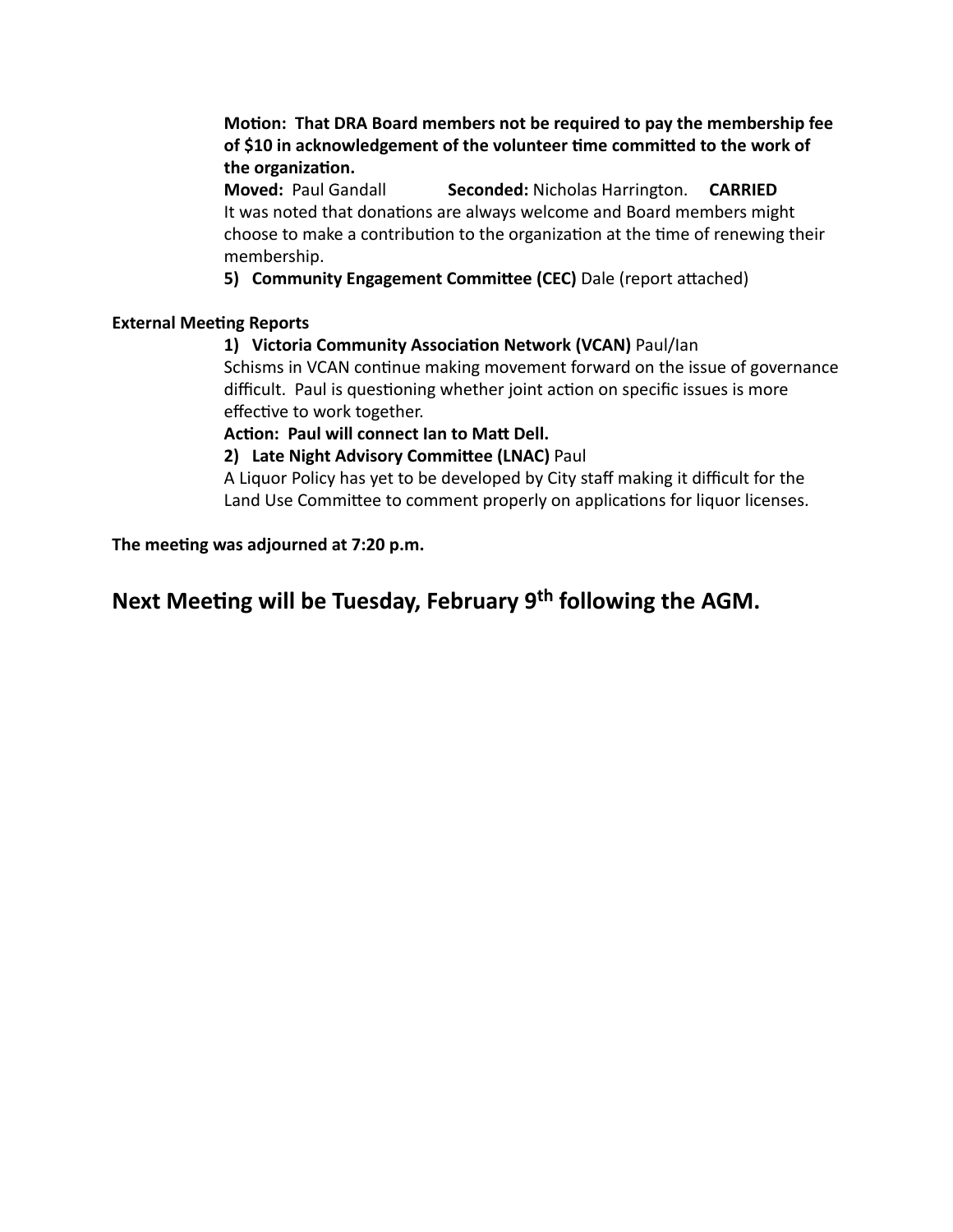**Motion: That DRA Board members not be required to pay the membership fee of $10 in acknowledgement of the volunteer time committed to the work of the organization.**

**Moved:** Paul Gandall **Seconded:** Nicholas Harrington. **CARRIED**

It was noted that donations are always welcome and Board members might choose to make a contribution to the organization at the time of renewing their membership.

5) **Community Engagement Committee (CEC)** Dale (report attached)

**External Meeting Reports**

1) **Victoria Community Association Network (VCAN)** Paul/Ian

Schisms in VCAN continue making movement forward on the issue of governance difficult. Paul is questioning whether joint action on specific issues is more effective to work together.

**Action: Paul will connect Ian to Matt Dell.**

2) **Late Night Advisory Committee (LNAC)** Paul

A Liquor Policy has yet to be developed by City staff making it difficult for the Land Use Committee to comment properly on applications for liquor licenses.

**The meeting was adjourned at 7:20 p.m.**

## Next Meeting will be Tuesday, February 9th following the AGM.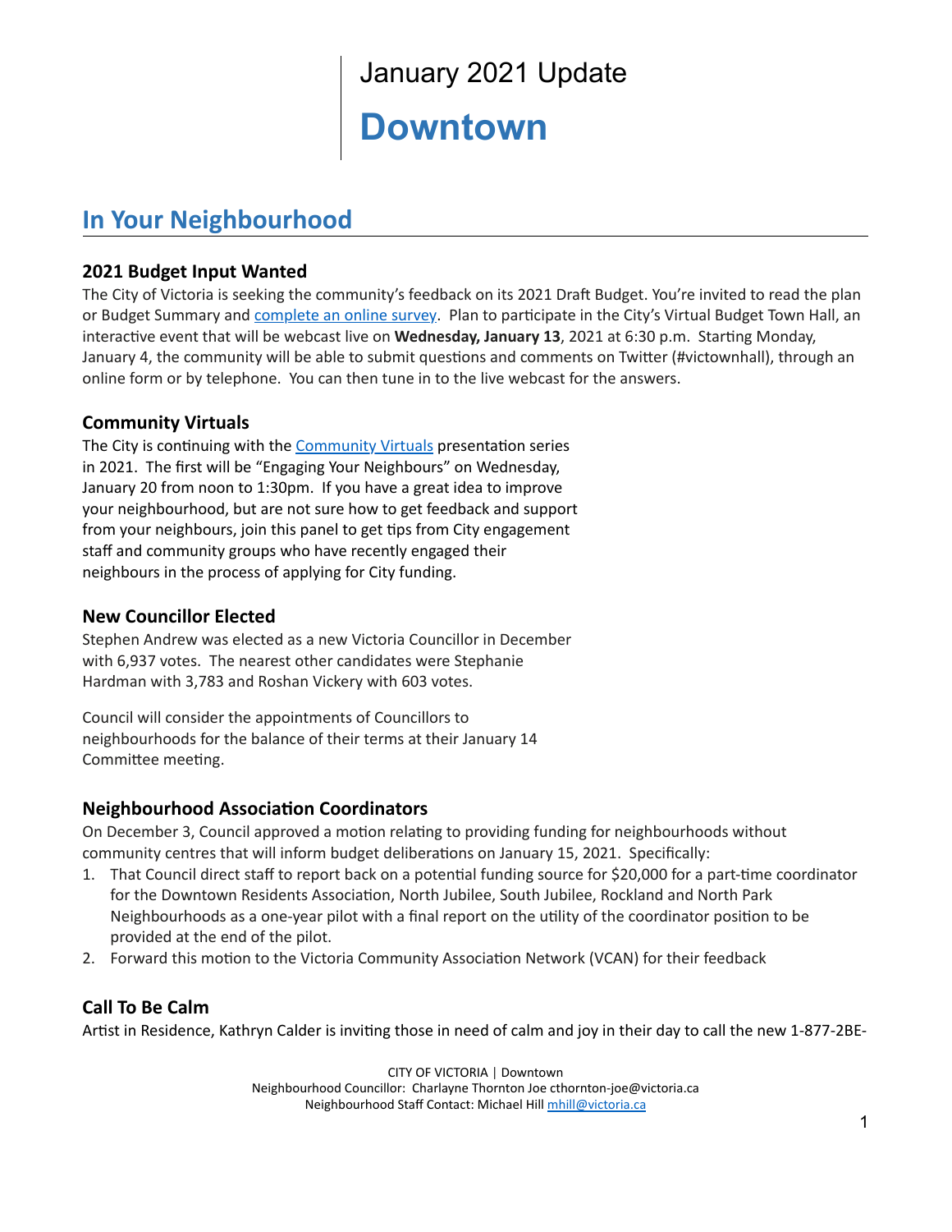January 2021 Update

# Downtown

## In Your Neighbourhood

### 2021 Budget Input Wanted

The City of Victoria is seeking the community's feedback on its 2021 Draft Budget. You're invited to read the plan or Budget Summary and complete an online survey. Plan to participate in the City's Virtual Budget Town Hall, an interactive event that will be webcast live on **Wednesday, January 13**, 2021 at 6:30 p.m. Starting Monday, January 4, the community will be able to submit questions and comments on Twitter (#victownhall), through an online form or by telephone. You can then tune in to the live webcast for the answers.

### Community Virtuals

The City is continuing with the Community Virtuals presentation series in 2021. The first will be "Engaging Your Neighbours" on Wednesday, January 20 from noon to 1:30pm. If you have a great idea to improve your neighbourhood, but are not sure how to get feedback and support from your neighbours, join this panel to get tips from City engagement staff and community groups who have recently engaged their neighbours in the process of applying for City funding.

### New Councillor Elected

Stephen Andrew was elected as a new Victoria Councillor in December with 6,937 votes. The nearest other candidates were Stephanie Hardman with 3,783 and Roshan Vickery with 603 votes.

Council will consider the appointments of Councillors to neighbourhoods for the balance of their terms at their January 14 Committee meeting.

### Neighbourhood Association Coordinators

On December 3, Council approved a motion relating to providing funding for neighbourhoods without community centres that will inform budget deliberations on January 15, 2021. Specifically:

1. That Council direct staff to report back on a potential funding source for $20,000 for a part-time coordinator for the Downtown Residents Association, North Jubilee, South Jubilee, Rockland and North Park Neighbourhoods as a one-year pilot with a final report on the utility of the coordinator position to be provided at the end of the pilot.
2. Forward this motion to the Victoria Community Association Network (VCAN) for their feedback

### Call To Be Calm

Artist in Residence, Kathryn Calder is inviting those in need of calm and joy in their day to call the new 1-877-2BE-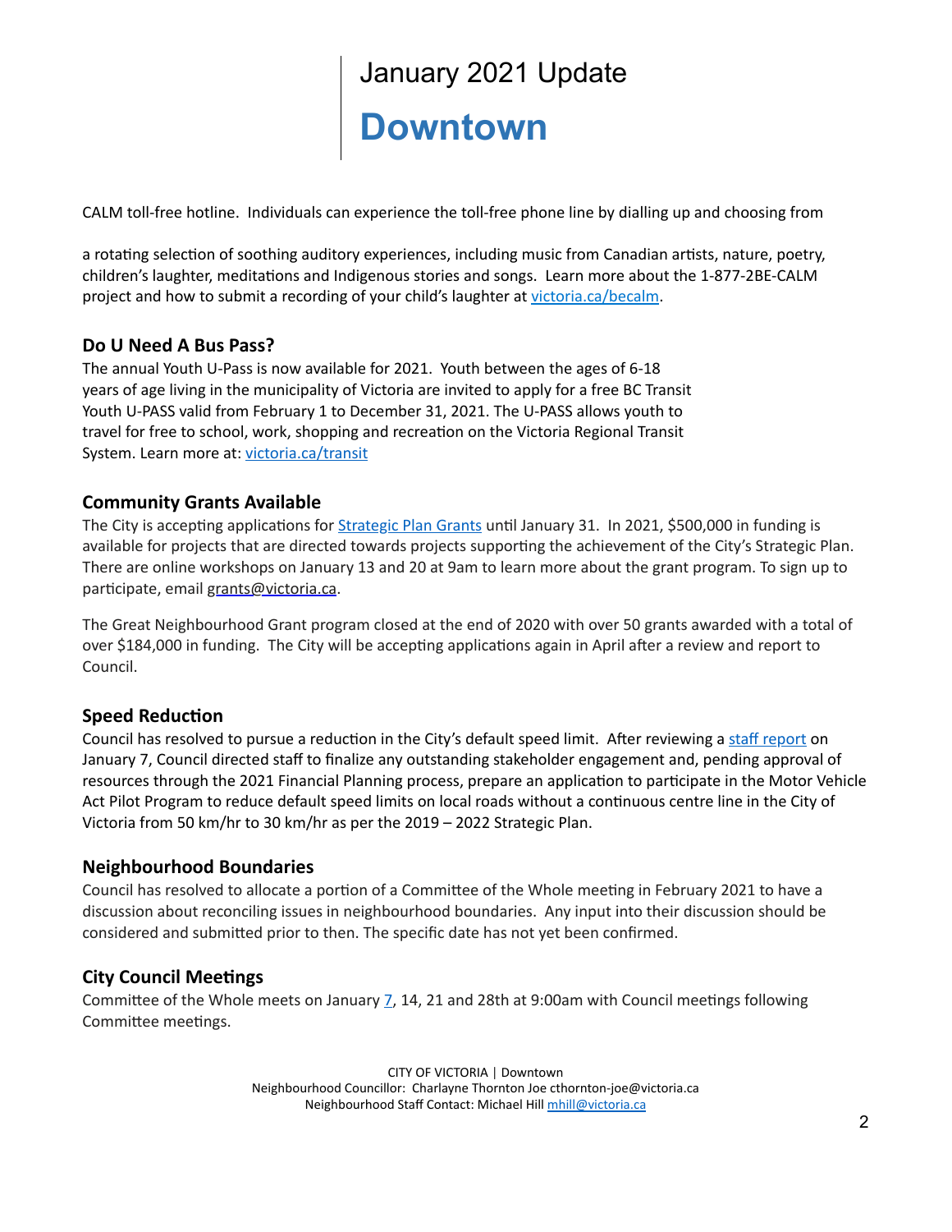CALM toll-free hotline. Individuals can experience the toll-free phone line by dialling up and choosing from

a rotating selection of soothing auditory experiences, including music from Canadian artists, nature, poetry, children's laughter, meditations and Indigenous stories and songs. Learn more about the 1-877-2BE-CALM project and how to submit a recording of your child's laughter at victoria.ca/becalm.

### Do U Need A Bus Pass?

The annual Youth U-Pass is now available for 2021. Youth between the ages of 6-18 years of age living in the municipality of Victoria are invited to apply for a free BC Transit Youth U-PASS valid from February 1 to December 31, 2021. The U-PASS allows youth to travel for free to school, work, shopping and recreation on the Victoria Regional Transit System. Learn more at: victoria.ca/transit

### Community Grants Available

The City is accepting applications for Strategic Plan Grants until January 31. In 2021, $500,000 in funding is available for projects that are directed towards projects supporting the achievement of the City's Strategic Plan. There are online workshops on January 13 and 20 at 9am to learn more about the grant program. To sign up to participate, email grants@victoria.ca.

The Great Neighbourhood Grant program closed at the end of 2020 with over 50 grants awarded with a total of over $184,000 in funding. The City will be accepting applications again in April after a review and report to Council.

### Speed Reduction

Council has resolved to pursue a reduction in the City's default speed limit. After reviewing a staff report on January 7, Council directed staff to finalize any outstanding stakeholder engagement and, pending approval of resources through the 2021 Financial Planning process, prepare an application to participate in the Motor Vehicle Act Pilot Program to reduce default speed limits on local roads without a continuous centre line in the City of Victoria from 50 km/hr to 30 km/hr as per the 2019 – 2022 Strategic Plan.

### Neighbourhood Boundaries

Council has resolved to allocate a portion of a Committee of the Whole meeting in February 2021 to have a discussion about reconciling issues in neighbourhood boundaries. Any input into their discussion should be considered and submitted prior to then. The specific date has not yet been confirmed.

### City Council Meetings

Committee of the Whole meets on January 7, 14, 21 and 28th at 9:00am with Council meetings following Committee meetings.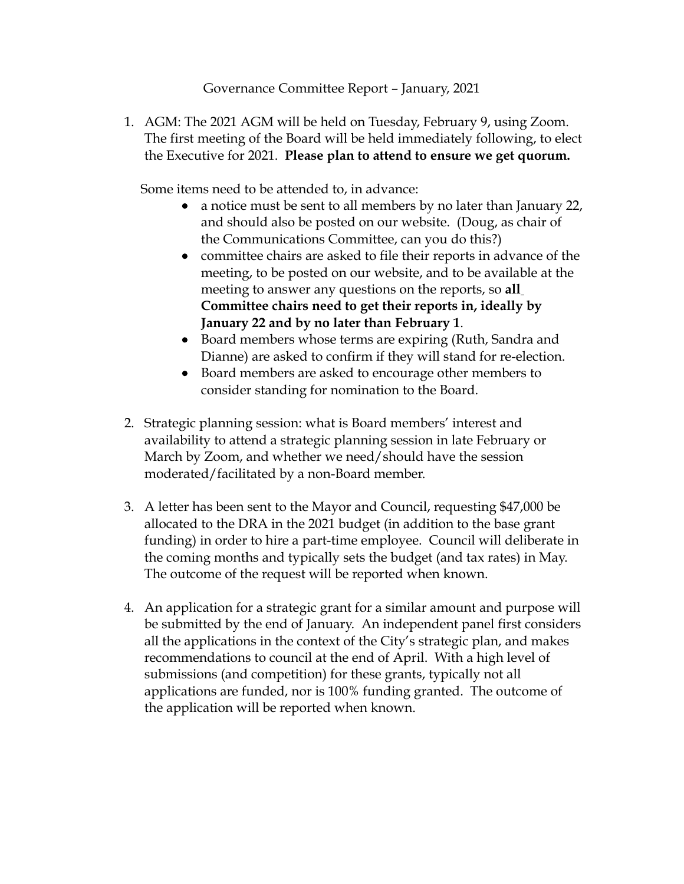# Governance Committee Report – January, 2021

1. AGM: The 2021 AGM will be held on Tuesday, February 9, using Zoom. The first meeting of the Board will be held immediately following, to elect the Executive for 2021. **Please plan to attend to ensure we get quorum.**

   Some items need to be attended to, in advance:

   - a notice must be sent to all members by no later than January 22, and should also be posted on our website. (Doug, as chair of the Communications Committee, can you do this?)
   - committee chairs are asked to file their reports in advance of the meeting, to be posted on our website, and to be available at the meeting to answer any questions on the reports, so **all Committee chairs need to get their reports in, ideally by January 22 and by no later than February 1**.
   - Board members whose terms are expiring (Ruth, Sandra and Dianne) are asked to confirm if they will stand for re-election.
   - Board members are asked to encourage other members to consider standing for nomination to the Board.

2. Strategic planning session: what is Board members' interest and availability to attend a strategic planning session in late February or March by Zoom, and whether we need/should have the session moderated/facilitated by a non-Board member.

3. A letter has been sent to the Mayor and Council, requesting $47,000 be allocated to the DRA in the 2021 budget (in addition to the base grant funding) in order to hire a part-time employee. Council will deliberate in the coming months and typically sets the budget (and tax rates) in May. The outcome of the request will be reported when known.

4. An application for a strategic grant for a similar amount and purpose will be submitted by the end of January. An independent panel first considers all the applications in the context of the City's strategic plan, and makes recommendations to council at the end of April. With a high level of submissions (and competition) for these grants, typically not all applications are funded, nor is 100% funding granted. The outcome of the application will be reported when known.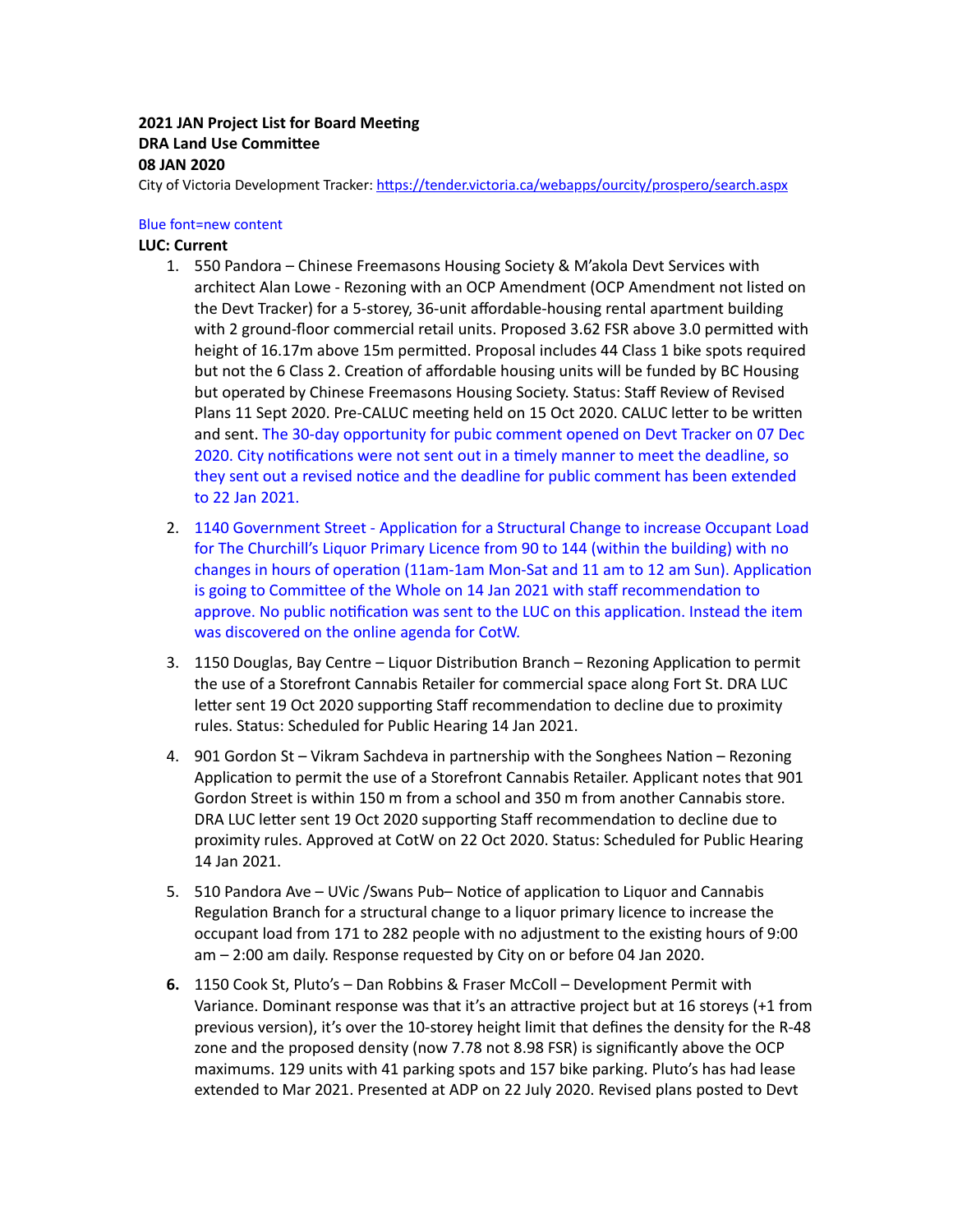**2021 JAN Project List for Board Meeting**
**DRA Land Use Committee**
**08 JAN 2020**
City of Victoria Development Tracker: https://tender.victoria.ca/webapps/ourcity/prospero/search.aspx

Blue font=new content

**LUC: Current**

1. 550 Pandora – Chinese Freemasons Housing Society & M'akola Devt Services with architect Alan Lowe - Rezoning with an OCP Amendment (OCP Amendment not listed on the Devt Tracker) for a 5-storey, 36-unit affordable-housing rental apartment building with 2 ground-floor commercial retail units. Proposed 3.62 FSR above 3.0 permitted with height of 16.17m above 15m permitted. Proposal includes 44 Class 1 bike spots required but not the 6 Class 2. Creation of affordable housing units will be funded by BC Housing but operated by Chinese Freemasons Housing Society. Status: Staff Review of Revised Plans 11 Sept 2020. Pre-CALUC meeting held on 15 Oct 2020. CALUC letter to be written and sent. The 30-day opportunity for pubic comment opened on Devt Tracker on 07 Dec 2020. City notifications were not sent out in a timely manner to meet the deadline, so they sent out a revised notice and the deadline for public comment has been extended to 22 Jan 2021.
2. 1140 Government Street - Application for a Structural Change to increase Occupant Load for The Churchill's Liquor Primary Licence from 90 to 144 (within the building) with no changes in hours of operation (11am-1am Mon-Sat and 11 am to 12 am Sun). Application is going to Committee of the Whole on 14 Jan 2021 with staff recommendation to approve. No public notification was sent to the LUC on this application. Instead the item was discovered on the online agenda for CotW.
3. 1150 Douglas, Bay Centre – Liquor Distribution Branch – Rezoning Application to permit the use of a Storefront Cannabis Retailer for commercial space along Fort St. DRA LUC letter sent 19 Oct 2020 supporting Staff recommendation to decline due to proximity rules. Status: Scheduled for Public Hearing 14 Jan 2021.
4. 901 Gordon St – Vikram Sachdeva in partnership with the Songhees Nation – Rezoning Application to permit the use of a Storefront Cannabis Retailer. Applicant notes that 901 Gordon Street is within 150 m from a school and 350 m from another Cannabis store. DRA LUC letter sent 19 Oct 2020 supporting Staff recommendation to decline due to proximity rules. Approved at CotW on 22 Oct 2020. Status: Scheduled for Public Hearing 14 Jan 2021.
5. 510 Pandora Ave – UVic /Swans Pub– Notice of application to Liquor and Cannabis Regulation Branch for a structural change to a liquor primary licence to increase the occupant load from 171 to 282 people with no adjustment to the existing hours of 9:00 am – 2:00 am daily. Response requested by City on or before 04 Jan 2020.
6. 1150 Cook St, Pluto's – Dan Robbins & Fraser McColl – Development Permit with Variance. Dominant response was that it's an attractive project but at 16 storeys (+1 from previous version), it's over the 10-storey height limit that defines the density for the R-48 zone and the proposed density (now 7.78 not 8.98 FSR) is significantly above the OCP maximums. 129 units with 41 parking spots and 157 bike parking. Pluto's has had lease extended to Mar 2021. Presented at ADP on 22 July 2020. Revised plans posted to Devt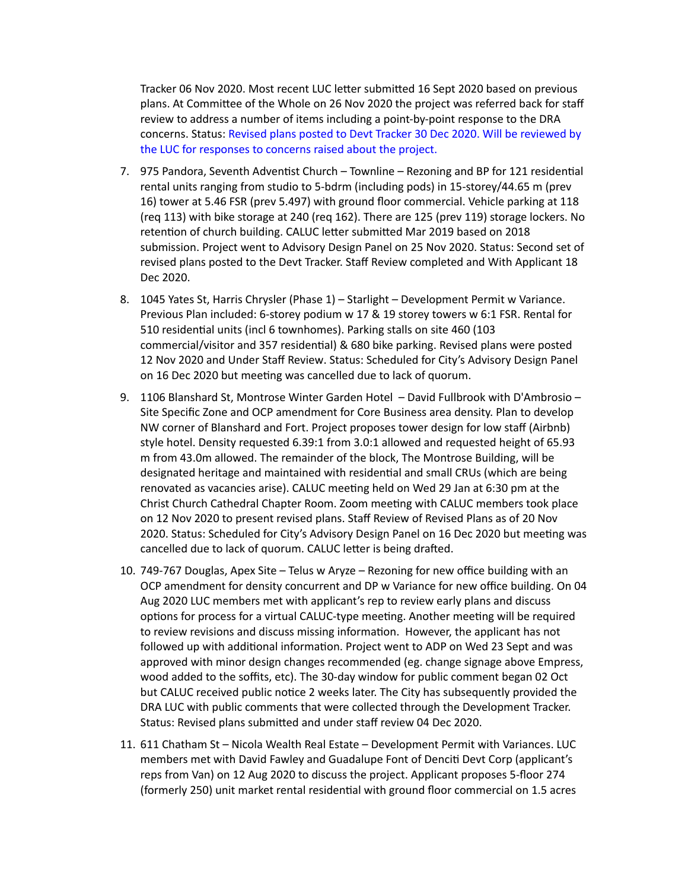Tracker 06 Nov 2020. Most recent LUC letter submitted 16 Sept 2020 based on previous plans. At Committee of the Whole on 26 Nov 2020 the project was referred back for staff review to address a number of items including a point-by-point response to the DRA concerns. Status: Revised plans posted to Devt Tracker 30 Dec 2020. Will be reviewed by the LUC for responses to concerns raised about the project.

7. 975 Pandora, Seventh Adventist Church – Townline – Rezoning and BP for 121 residential rental units ranging from studio to 5-bdrm (including pods) in 15-storey/44.65 m (prev 16) tower at 5.46 FSR (prev 5.497) with ground floor commercial. Vehicle parking at 118 (req 113) with bike storage at 240 (req 162). There are 125 (prev 119) storage lockers. No retention of church building. CALUC letter submitted Mar 2019 based on 2018 submission. Project went to Advisory Design Panel on 25 Nov 2020. Status: Second set of revised plans posted to the Devt Tracker. Staff Review completed and With Applicant 18 Dec 2020.

8. 1045 Yates St, Harris Chrysler (Phase 1) – Starlight – Development Permit w Variance. Previous Plan included: 6-storey podium w 17 & 19 storey towers w 6:1 FSR. Rental for 510 residential units (incl 6 townhomes). Parking stalls on site 460 (103 commercial/visitor and 357 residential) & 680 bike parking. Revised plans were posted 12 Nov 2020 and Under Staff Review. Status: Scheduled for City's Advisory Design Panel on 16 Dec 2020 but meeting was cancelled due to lack of quorum.

9. 1106 Blanshard St, Montrose Winter Garden Hotel – David Fullbrook with D'Ambrosio – Site Specific Zone and OCP amendment for Core Business area density. Plan to develop NW corner of Blanshard and Fort. Project proposes tower design for low staff (Airbnb) style hotel. Density requested 6.39:1 from 3.0:1 allowed and requested height of 65.93 m from 43.0m allowed. The remainder of the block, The Montrose Building, will be designated heritage and maintained with residential and small CRUs (which are being renovated as vacancies arise). CALUC meeting held on Wed 29 Jan at 6:30 pm at the Christ Church Cathedral Chapter Room. Zoom meeting with CALUC members took place on 12 Nov 2020 to present revised plans. Staff Review of Revised Plans as of 20 Nov 2020. Status: Scheduled for City's Advisory Design Panel on 16 Dec 2020 but meeting was cancelled due to lack of quorum. CALUC letter is being drafted.

10. 749-767 Douglas, Apex Site – Telus w Aryze – Rezoning for new office building with an OCP amendment for density concurrent and DP w Variance for new office building. On 04 Aug 2020 LUC members met with applicant's rep to review early plans and discuss options for process for a virtual CALUC-type meeting. Another meeting will be required to review revisions and discuss missing information. However, the applicant has not followed up with additional information. Project went to ADP on Wed 23 Sept and was approved with minor design changes recommended (eg. change signage above Empress, wood added to the soffits, etc). The 30-day window for public comment began 02 Oct but CALUC received public notice 2 weeks later. The City has subsequently provided the DRA LUC with public comments that were collected through the Development Tracker. Status: Revised plans submitted and under staff review 04 Dec 2020.

11. 611 Chatham St – Nicola Wealth Real Estate – Development Permit with Variances. LUC members met with David Fawley and Guadalupe Font of Denciti Devt Corp (applicant's reps from Van) on 12 Aug 2020 to discuss the project. Applicant proposes 5-floor 274 (formerly 250) unit market rental residential with ground floor commercial on 1.5 acres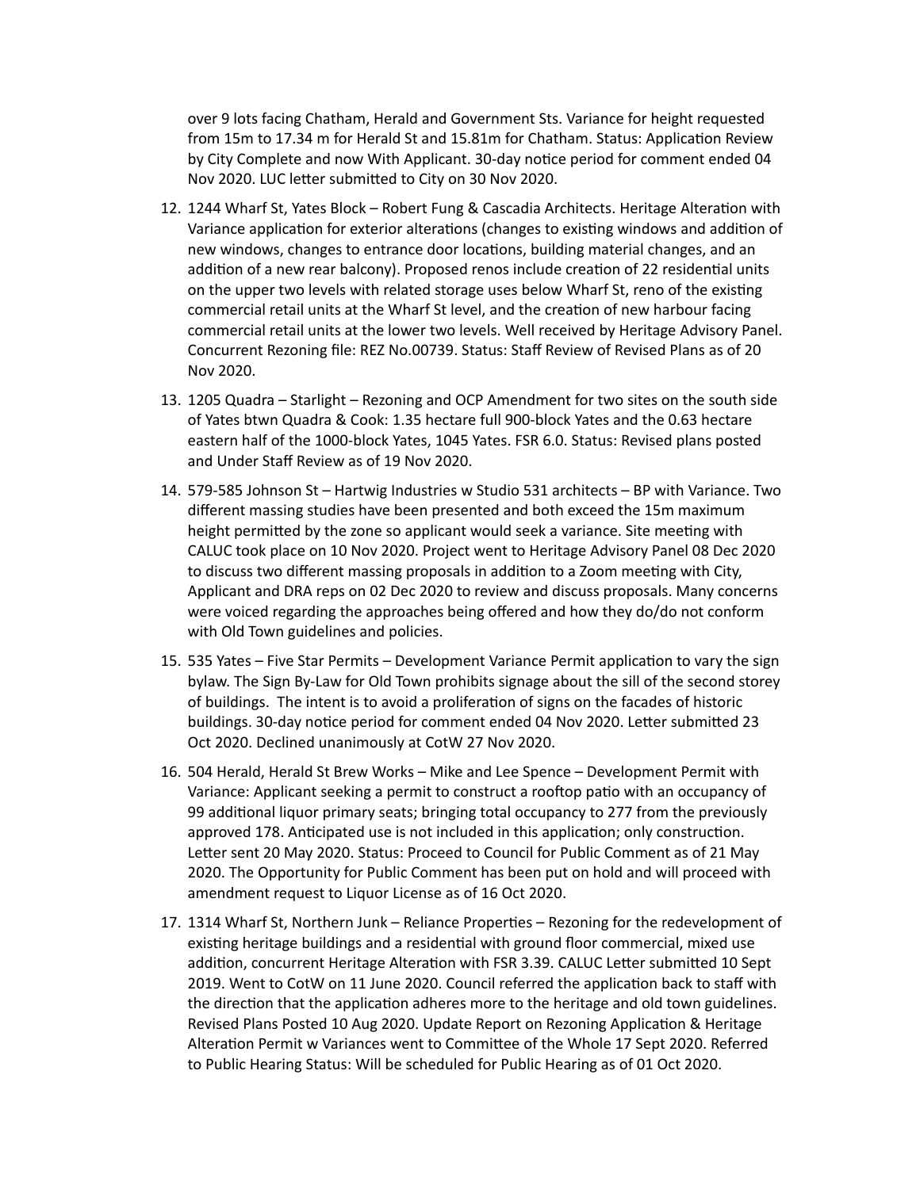over 9 lots facing Chatham, Herald and Government Sts. Variance for height requested from 15m to 17.34 m for Herald St and 15.81m for Chatham. Status: Application Review by City Complete and now With Applicant. 30-day notice period for comment ended 04 Nov 2020. LUC letter submitted to City on 30 Nov 2020.

12. 1244 Wharf St, Yates Block – Robert Fung & Cascadia Architects. Heritage Alteration with Variance application for exterior alterations (changes to existing windows and addition of new windows, changes to entrance door locations, building material changes, and an addition of a new rear balcony). Proposed renos include creation of 22 residential units on the upper two levels with related storage uses below Wharf St, reno of the existing commercial retail units at the Wharf St level, and the creation of new harbour facing commercial retail units at the lower two levels. Well received by Heritage Advisory Panel. Concurrent Rezoning file: REZ No.00739. Status: Staff Review of Revised Plans as of 20 Nov 2020.
13. 1205 Quadra – Starlight – Rezoning and OCP Amendment for two sites on the south side of Yates btwn Quadra & Cook: 1.35 hectare full 900-block Yates and the 0.63 hectare eastern half of the 1000-block Yates, 1045 Yates. FSR 6.0. Status: Revised plans posted and Under Staff Review as of 19 Nov 2020.
14. 579-585 Johnson St – Hartwig Industries w Studio 531 architects – BP with Variance. Two different massing studies have been presented and both exceed the 15m maximum height permitted by the zone so applicant would seek a variance. Site meeting with CALUC took place on 10 Nov 2020. Project went to Heritage Advisory Panel 08 Dec 2020 to discuss two different massing proposals in addition to a Zoom meeting with City, Applicant and DRA reps on 02 Dec 2020 to review and discuss proposals. Many concerns were voiced regarding the approaches being offered and how they do/do not conform with Old Town guidelines and policies.
15. 535 Yates – Five Star Permits – Development Variance Permit application to vary the sign bylaw. The Sign By-Law for Old Town prohibits signage about the sill of the second storey of buildings. The intent is to avoid a proliferation of signs on the facades of historic buildings. 30-day notice period for comment ended 04 Nov 2020. Letter submitted 23 Oct 2020. Declined unanimously at CotW 27 Nov 2020.
16. 504 Herald, Herald St Brew Works – Mike and Lee Spence – Development Permit with Variance: Applicant seeking a permit to construct a rooftop patio with an occupancy of 99 additional liquor primary seats; bringing total occupancy to 277 from the previously approved 178. Anticipated use is not included in this application; only construction. Letter sent 20 May 2020. Status: Proceed to Council for Public Comment as of 21 May 2020. The Opportunity for Public Comment has been put on hold and will proceed with amendment request to Liquor License as of 16 Oct 2020.
17. 1314 Wharf St, Northern Junk – Reliance Properties – Rezoning for the redevelopment of existing heritage buildings and a residential with ground floor commercial, mixed use addition, concurrent Heritage Alteration with FSR 3.39. CALUC Letter submitted 10 Sept 2019. Went to CotW on 11 June 2020. Council referred the application back to staff with the direction that the application adheres more to the heritage and old town guidelines. Revised Plans Posted 10 Aug 2020. Update Report on Rezoning Application & Heritage Alteration Permit w Variances went to Committee of the Whole 17 Sept 2020. Referred to Public Hearing Status: Will be scheduled for Public Hearing as of 01 Oct 2020.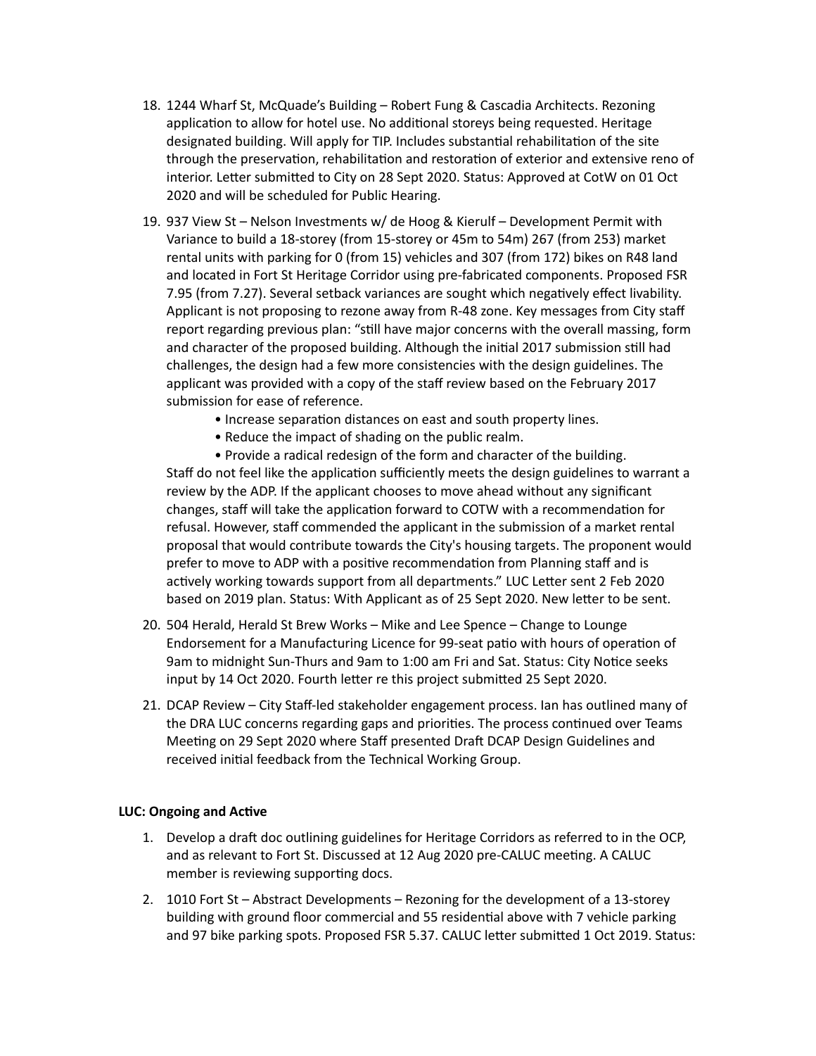18. 1244 Wharf St, McQuade's Building – Robert Fung & Cascadia Architects. Rezoning application to allow for hotel use. No additional storeys being requested. Heritage designated building. Will apply for TIP. Includes substantial rehabilitation of the site through the preservation, rehabilitation and restoration of exterior and extensive reno of interior. Letter submitted to City on 28 Sept 2020. Status: Approved at CotW on 01 Oct 2020 and will be scheduled for Public Hearing.

19. 937 View St – Nelson Investments w/ de Hoog & Kierulf – Development Permit with Variance to build a 18-storey (from 15-storey or 45m to 54m) 267 (from 253) market rental units with parking for 0 (from 15) vehicles and 307 (from 172) bikes on R48 land and located in Fort St Heritage Corridor using pre-fabricated components. Proposed FSR 7.95 (from 7.27). Several setback variances are sought which negatively effect livability. Applicant is not proposing to rezone away from R-48 zone. Key messages from City staff report regarding previous plan: "still have major concerns with the overall massing, form and character of the proposed building. Although the initial 2017 submission still had challenges, the design had a few more consistencies with the design guidelines. The applicant was provided with a copy of the staff review based on the February 2017 submission for ease of reference.
    - Increase separation distances on east and south property lines.
    - Reduce the impact of shading on the public realm.
    - Provide a radical redesign of the form and character of the building.

    Staff do not feel like the application sufficiently meets the design guidelines to warrant a review by the ADP. If the applicant chooses to move ahead without any significant changes, staff will take the application forward to COTW with a recommendation for refusal. However, staff commended the applicant in the submission of a market rental proposal that would contribute towards the City's housing targets. The proponent would prefer to move to ADP with a positive recommendation from Planning staff and is actively working towards support from all departments." LUC Letter sent 2 Feb 2020 based on 2019 plan. Status: With Applicant as of 25 Sept 2020. New letter to be sent.

20. 504 Herald, Herald St Brew Works – Mike and Lee Spence – Change to Lounge Endorsement for a Manufacturing Licence for 99-seat patio with hours of operation of 9am to midnight Sun-Thurs and 9am to 1:00 am Fri and Sat. Status: City Notice seeks input by 14 Oct 2020. Fourth letter re this project submitted 25 Sept 2020.

21. DCAP Review – City Staff-led stakeholder engagement process. Ian has outlined many of the DRA LUC concerns regarding gaps and priorities. The process continued over Teams Meeting on 29 Sept 2020 where Staff presented Draft DCAP Design Guidelines and received initial feedback from the Technical Working Group.

**LUC: Ongoing and Active**

1. Develop a draft doc outlining guidelines for Heritage Corridors as referred to in the OCP, and as relevant to Fort St. Discussed at 12 Aug 2020 pre-CALUC meeting. A CALUC member is reviewing supporting docs.

2. 1010 Fort St – Abstract Developments – Rezoning for the development of a 13-storey building with ground floor commercial and 55 residential above with 7 vehicle parking and 97 bike parking spots. Proposed FSR 5.37. CALUC letter submitted 1 Oct 2019. Status: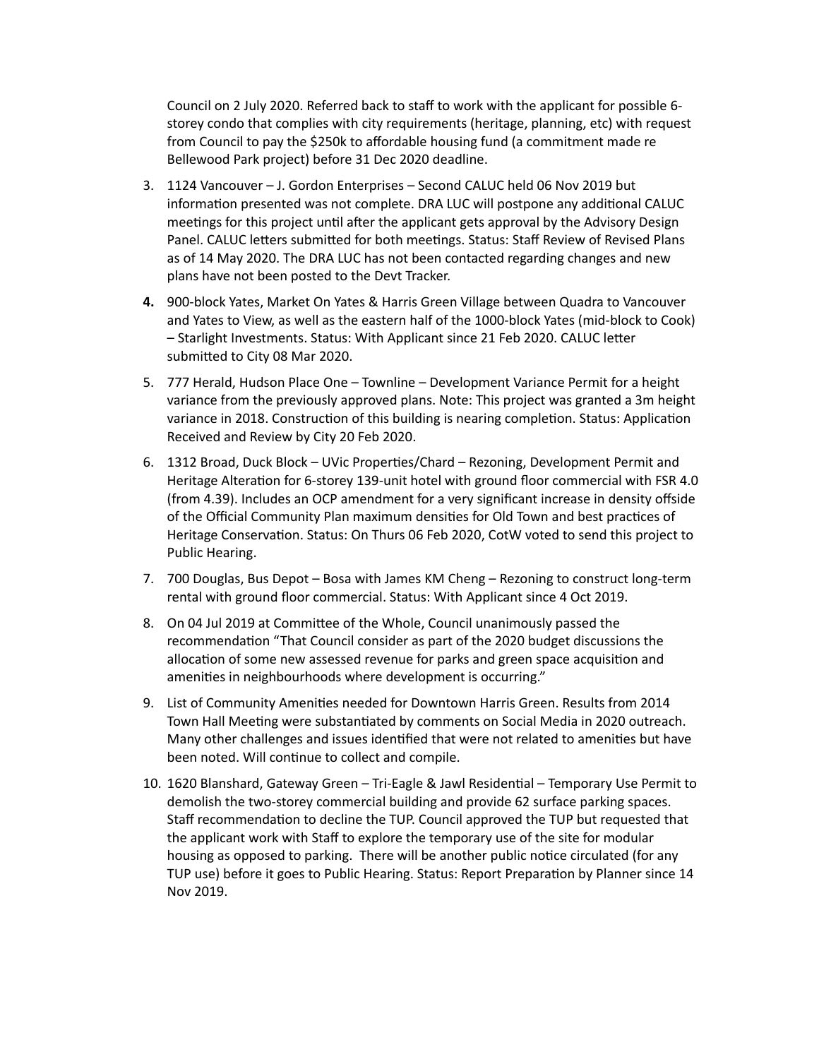Council on 2 July 2020. Referred back to staff to work with the applicant for possible 6-storey condo that complies with city requirements (heritage, planning, etc) with request from Council to pay the $250k to affordable housing fund (a commitment made re Bellewood Park project) before 31 Dec 2020 deadline.

3. 1124 Vancouver – J. Gordon Enterprises – Second CALUC held 06 Nov 2019 but information presented was not complete. DRA LUC will postpone any additional CALUC meetings for this project until after the applicant gets approval by the Advisory Design Panel. CALUC letters submitted for both meetings. Status: Staff Review of Revised Plans as of 14 May 2020. The DRA LUC has not been contacted regarding changes and new plans have not been posted to the Devt Tracker.
4. 900-block Yates, Market On Yates & Harris Green Village between Quadra to Vancouver and Yates to View, as well as the eastern half of the 1000-block Yates (mid-block to Cook) – Starlight Investments. Status: With Applicant since 21 Feb 2020. CALUC letter submitted to City 08 Mar 2020.
5. 777 Herald, Hudson Place One – Townline – Development Variance Permit for a height variance from the previously approved plans. Note: This project was granted a 3m height variance in 2018. Construction of this building is nearing completion. Status: Application Received and Review by City 20 Feb 2020.
6. 1312 Broad, Duck Block – UVic Properties/Chard – Rezoning, Development Permit and Heritage Alteration for 6-storey 139-unit hotel with ground floor commercial with FSR 4.0 (from 4.39). Includes an OCP amendment for a very significant increase in density offside of the Official Community Plan maximum densities for Old Town and best practices of Heritage Conservation. Status: On Thurs 06 Feb 2020, CotW voted to send this project to Public Hearing.
7. 700 Douglas, Bus Depot – Bosa with James KM Cheng – Rezoning to construct long-term rental with ground floor commercial. Status: With Applicant since 4 Oct 2019.
8. On 04 Jul 2019 at Committee of the Whole, Council unanimously passed the recommendation "That Council consider as part of the 2020 budget discussions the allocation of some new assessed revenue for parks and green space acquisition and amenities in neighbourhoods where development is occurring."
9. List of Community Amenities needed for Downtown Harris Green. Results from 2014 Town Hall Meeting were substantiated by comments on Social Media in 2020 outreach. Many other challenges and issues identified that were not related to amenities but have been noted. Will continue to collect and compile.
10. 1620 Blanshard, Gateway Green – Tri-Eagle & Jawl Residential – Temporary Use Permit to demolish the two-storey commercial building and provide 62 surface parking spaces. Staff recommendation to decline the TUP. Council approved the TUP but requested that the applicant work with Staff to explore the temporary use of the site for modular housing as opposed to parking. There will be another public notice circulated (for any TUP use) before it goes to Public Hearing. Status: Report Preparation by Planner since 14 Nov 2019.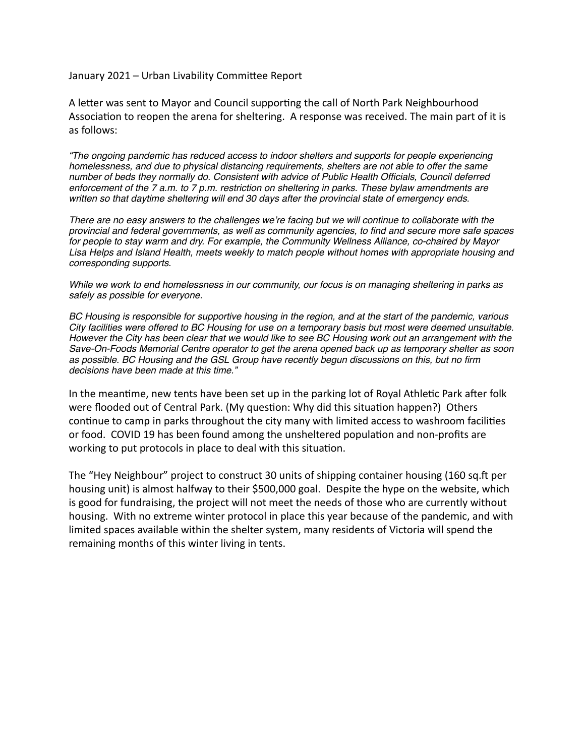January 2021 – Urban Livability Committee Report

A letter was sent to Mayor and Council supporting the call of North Park Neighbourhood Association to reopen the arena for sheltering. A response was received. The main part of it is as follows:

*"The ongoing pandemic has reduced access to indoor shelters and supports for people experiencing homelessness, and due to physical distancing requirements, shelters are not able to offer the same number of beds they normally do. Consistent with advice of Public Health Officials, Council deferred enforcement of the 7 a.m. to 7 p.m. restriction on sheltering in parks. These bylaw amendments are written so that daytime sheltering will end 30 days after the provincial state of emergency ends.*

*There are no easy answers to the challenges we're facing but we will continue to collaborate with the provincial and federal governments, as well as community agencies, to find and secure more safe spaces for people to stay warm and dry. For example, the Community Wellness Alliance, co-chaired by Mayor Lisa Helps and Island Health, meets weekly to match people without homes with appropriate housing and corresponding supports.*

*While we work to end homelessness in our community, our focus is on managing sheltering in parks as safely as possible for everyone.*

*BC Housing is responsible for supportive housing in the region, and at the start of the pandemic, various City facilities were offered to BC Housing for use on a temporary basis but most were deemed unsuitable. However the City has been clear that we would like to see BC Housing work out an arrangement with the Save-On-Foods Memorial Centre operator to get the arena opened back up as temporary shelter as soon as possible. BC Housing and the GSL Group have recently begun discussions on this, but no firm decisions have been made at this time."*

In the meantime, new tents have been set up in the parking lot of Royal Athletic Park after folk were flooded out of Central Park. (My question: Why did this situation happen?) Others continue to camp in parks throughout the city many with limited access to washroom facilities or food. COVID 19 has been found among the unsheltered population and non-profits are working to put protocols in place to deal with this situation.

The "Hey Neighbour" project to construct 30 units of shipping container housing (160 sq.ft per housing unit) is almost halfway to their $500,000 goal. Despite the hype on the website, which is good for fundraising, the project will not meet the needs of those who are currently without housing. With no extreme winter protocol in place this year because of the pandemic, and with limited spaces available within the shelter system, many residents of Victoria will spend the remaining months of this winter living in tents.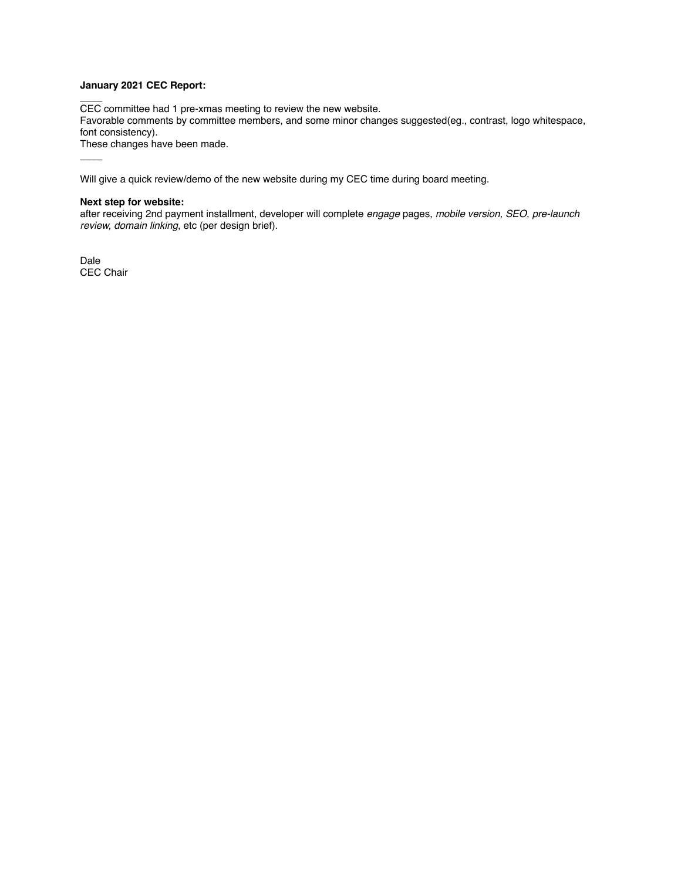**January 2021 CEC Report:**

\_\_\_\_
CEC committee had 1 pre-xmas meeting to review the new website.
Favorable comments by committee members, and some minor changes suggested(eg., contrast, logo whitespace, font consistency).
These changes have been made.
\_\_\_\_

Will give a quick review/demo of the new website during my CEC time during board meeting.

**Next step for website:**
after receiving 2nd payment installment, developer will complete *engage* pages, *mobile version*, *SEO*, *pre-launch review, domain linking*, etc (per design brief).

Dale
CEC Chair